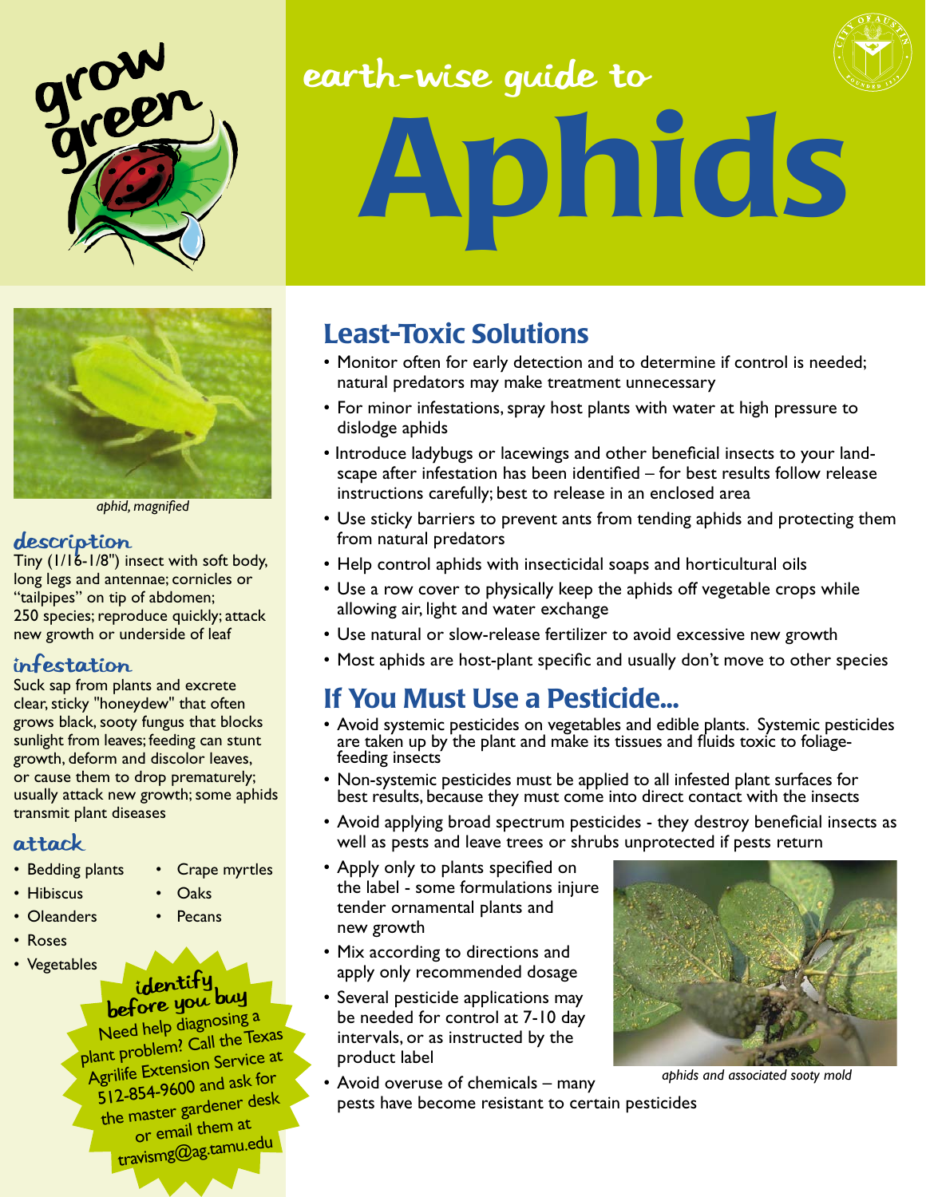grow green

# earth-wise guide to Aphids

*aphid, magnified*

### description

Tiny (1/16-1/8") insect with soft body, long legs and antennae; cornicles or "tailpipes" on tip of abdomen; 250 species; reproduce quickly; attack new growth or underside of leaf

### infestation

Suck sap from plants and excrete clear, sticky "honeydew" that often grows black, sooty fungus that blocks sunlight from leaves; feeding can stunt growth, deform and discolor leaves, or cause them to drop prematurely; usually attack new growth; some aphids transmit plant diseases

### attack

- Bedding plants
- Hibiscus
- Oleanders
- Roses
- Vegetables
- Crape myrtles
- Oaks
- Pecans

**identify before you buy**

Need help diagnosing a plant problem? Call the Texas Agrilife Extension Service at 512-854-9600 and ask for the master gardener desk or email them at travismg@ag.tamu.edu

## Least-Toxic Solutions

- Monitor often for early detection and to determine if control is needed; natural predators may make treatment unnecessary
- For minor infestations, spray host plants with water at high pressure to dislodge aphids
- Introduce ladybugs or lacewings and other beneficial insects to your landscape after infestation has been identified – for best results follow release instructions carefully; best to release in an enclosed area
- Use sticky barriers to prevent ants from tending aphids and protecting them from natural predators
- Help control aphids with insecticidal soaps and horticultural oils
- Use a row cover to physically keep the aphids off vegetable crops while allowing air, light and water exchange
- Use natural or slow-release fertilizer to avoid excessive new growth
- Most aphids are host-plant specific and usually don't move to other species

## If You Must Use a Pesticide...

- Avoid systemic pesticides on vegetables and edible plants. Systemic pesticides are taken up by the plant and make its tissues and fluids toxic to foliage-feeding insects
- Non-systemic pesticides must be applied to all infested plant surfaces for best results, because they must come into direct contact with the insects
- Avoid applying broad spectrum pesticides - they destroy beneficial insects as well as pests and leave trees or shrubs unprotected if pests return
- Apply only to plants specified on the label - some formulations injure tender ornamental plants and new growth
- Mix according to directions and apply only recommended dosage
- Several pesticide applications may be needed for control at 7-10 day intervals, or as instructed by the product label
- Avoid overuse of chemicals – many pests have become resistant to certain pesticides

*aphids and associated sooty mold*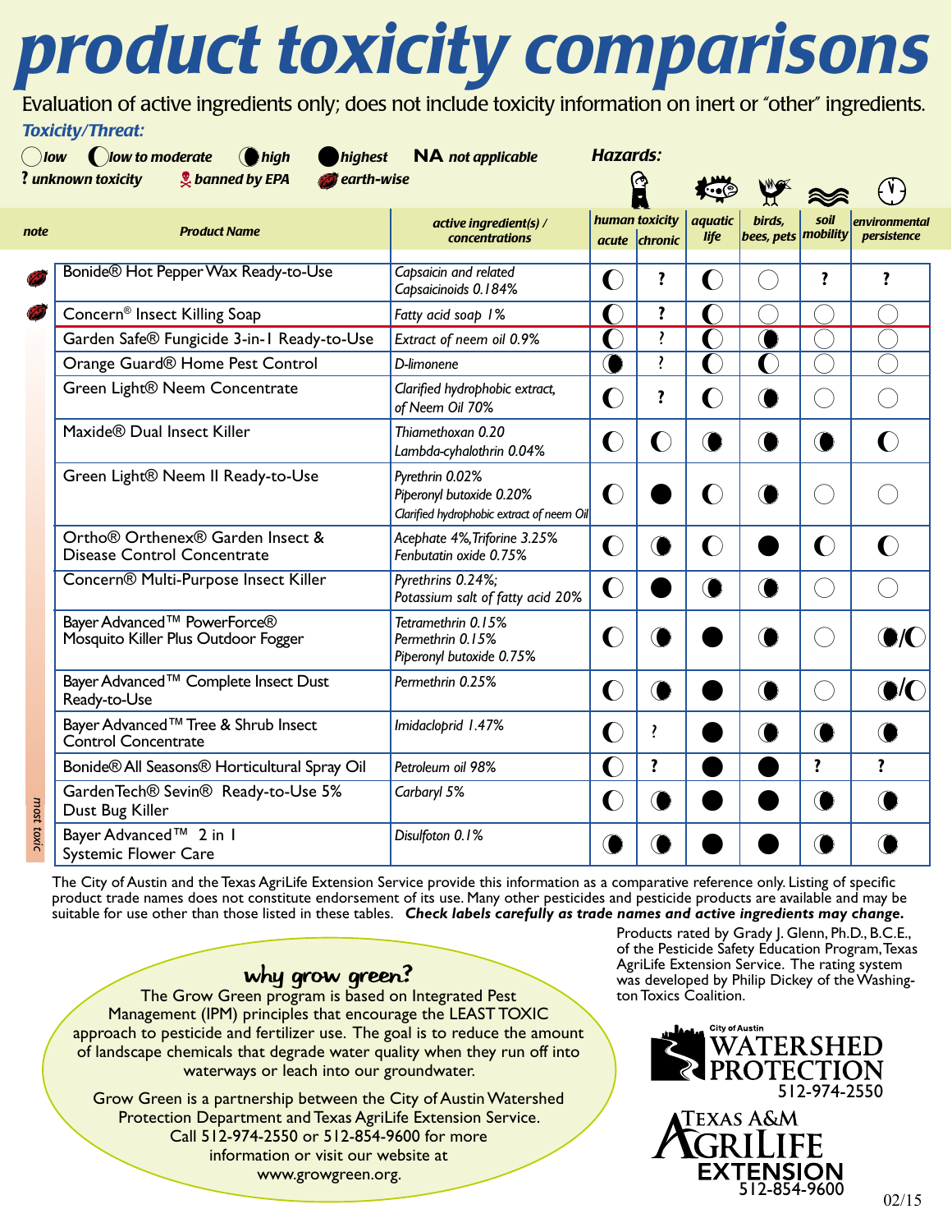# product toxicity comparisons

Evaluation of active ingredients only; does not include toxicity information on inert or "other" ingredients.

***Toxicity/Threat:***

- ◯ low
- ◐ low to moderate
- ◑ high
- ● highest
- NA not applicable
- ? unknown toxicity
- banned by EPA
- earth-wise

***Hazards:***

| note | Product Name | active ingredient(s) / concentrations | human toxicity acute | human toxicity chronic | aquatic life | birds, bees, pets | soil mobility | environmental persistence |
|---|---|---|---|---|---|---|---|---|
| earth-wise | Bonide® Hot Pepper Wax Ready-to-Use | Capsaicin and related Capsaicinoids 0.184% | ◐ | ? | ◐ | ◯ | ? | ? |
| earth-wise | Concern® Insect Killing Soap | Fatty acid soap 1% | ◐ | ? | ◐ | ◯ | ◯ | ◯ |
| | Garden Safe® Fungicide 3-in-1 Ready-to-Use | Extract of neem oil 0.9% | ◐ | ? | ◐ | ◑ | ◯ | ◯ |
| | Orange Guard® Home Pest Control | D-limonene | ◑ | ? | ◐ | ◐ | ◯ | ◯ |
| | Green Light® Neem Concentrate | Clarified hydrophobic extract, of Neem Oil 70% | ◐ | ? | ◐ | ◑ | ◯ | ◯ |
| | Maxide® Dual Insect Killer | Thiamethoxan 0.20 Lambda-cyhalothrin 0.04% | ◐ | ◐ | ◑ | ◑ | ◑ | ◐ |
| | Green Light® Neem II Ready-to-Use | Pyrethrin 0.02% Piperonyl butoxide 0.20% Clarified hydrophobic extract of neem Oil | ◐ | ● | ◐ | ◑ | ◯ | ◯ |
| | Ortho® Orthenex® Garden Insect & Disease Control Concentrate | Acephate 4%, Triforine 3.25% Fenbutatin oxide 0.75% | ◐ | ◑ | ◐ | ● | ◐ | ◐ |
| | Concern® Multi-Purpose Insect Killer | Pyrethrins 0.24%; Potassium salt of fatty acid 20% | ◐ | ● | ◑ | ◑ | ◯ | ◯ |
| | Bayer Advanced™ PowerForce® Mosquito Killer Plus Outdoor Fogger | Tetramethrin 0.15% Permethrin 0.15% Piperonyl butoxide 0.75% | ◐ | ◑ | ● | ◑ | ◯ | ◑/◐ |
| | Bayer Advanced™ Complete Insect Dust Ready-to-Use | Permethrin 0.25% | ◐ | ◑ | ● | ◑ | ◯ | ◑/◐ |
| | Bayer Advanced™ Tree & Shrub Insect Control Concentrate | Imidacloprid 1.47% | ◐ | ? | ● | ◑ | ◑ | ◑ |
| | Bonide® All Seasons® Horticultural Spray Oil | Petroleum oil 98% | ◐ | ? | ● | ● | ? | ? |
| | GardenTech® Sevin® Ready-to-Use 5% Dust Bug Killer | Carbaryl 5% | ◐ | ◑ | ● | ● | ◑ | ◑ |
| most toxic | Bayer Advanced™ 2 in 1 Systemic Flower Care | Disulfoton 0.1% | ◑ | ◑ | ● | ● | ◑ | ◑ |

The City of Austin and the Texas AgriLife Extension Service provide this information as a comparative reference only. Listing of specific product trade names does not constitute endorsement of its use. Many other pesticides and pesticide products are available and may be suitable for use other than those listed in these tables. ***Check labels carefully as trade names and active ingredients may change.***

Products rated by Grady J. Glenn, Ph.D., B.C.E., of the Pesticide Safety Education Program, Texas AgriLife Extension Service. The rating system was developed by Philip Dickey of the Washington Toxics Coalition.

## why grow green?

The Grow Green program is based on Integrated Pest Management (IPM) principles that encourage the LEAST TOXIC approach to pesticide and fertilizer use. The goal is to reduce the amount of landscape chemicals that degrade water quality when they run off into waterways or leach into our groundwater.

Grow Green is a partnership between the City of Austin Watershed Protection Department and Texas AgriLife Extension Service. Call 512-974-2550 or 512-854-9600 for more information or visit our website at www.growgreen.org.

City of Austin WATERSHED PROTECTION 512-974-2550

Texas A&M AgriLife Extension 512-854-9600

02/15